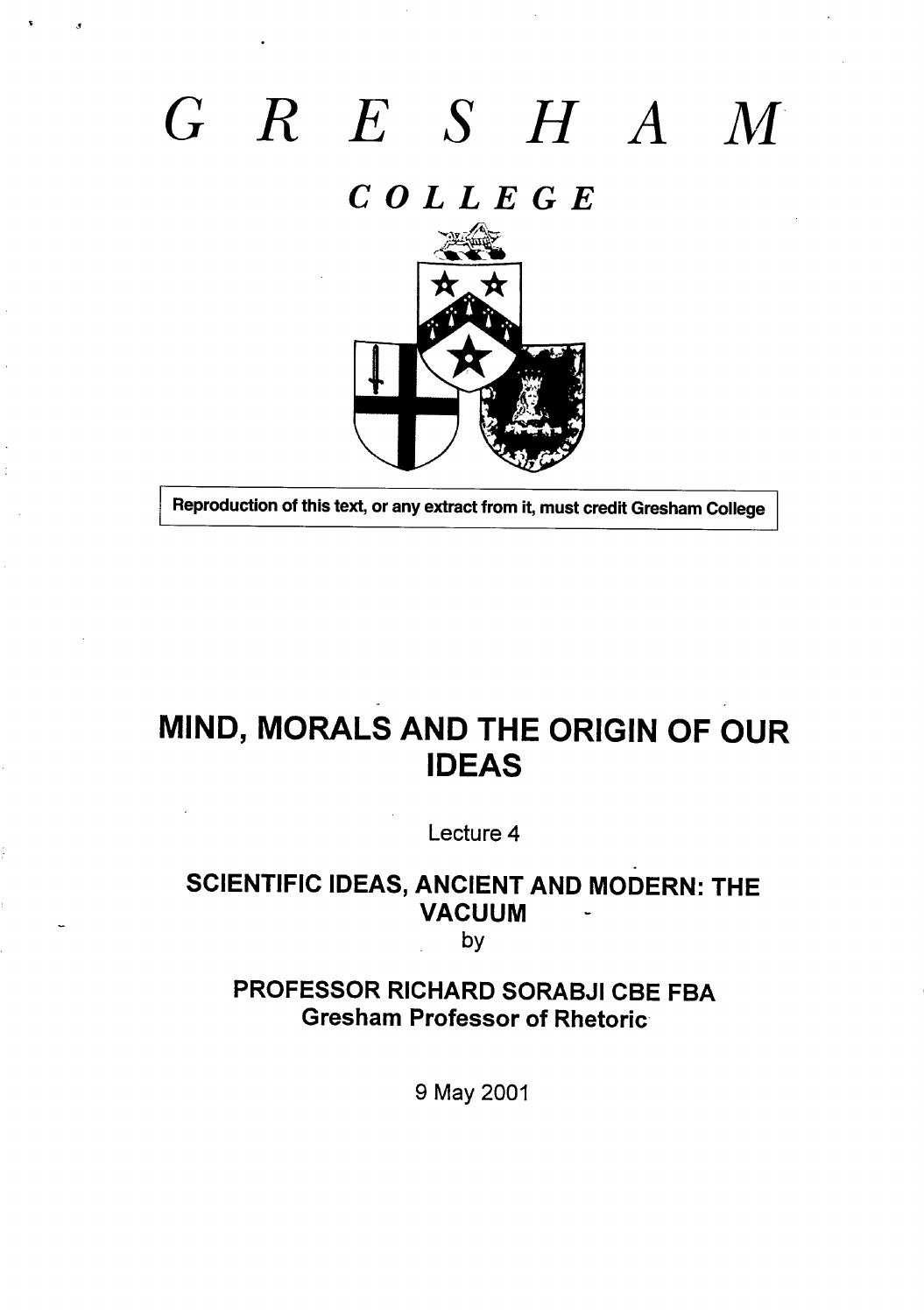# G R E S H A M

## C O L L E G E

Reproduction of this text, or any extract from it, must credit Gresham College

# MIND, MORALS AND THE ORIGIN OF OUR IDEAS

Lecture 4

## SCIENTIFIC IDEAS, ANCIENT AND MODERN: THE VACUUM

by

**PROFESSOR RICHARD SORABJI CBE FBA**
**Gresham Professor of Rhetoric**

9 May 2001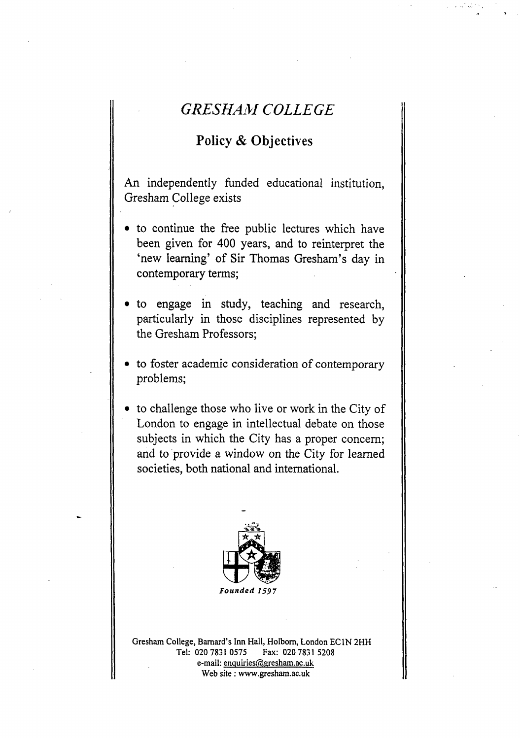# *GRESHAM COLLEGE*

## Policy & Objectives

An independently funded educational institution, Gresham College exists

- to continue the free public lectures which have been given for 400 years, and to reinterpret the 'new learning' of Sir Thomas Gresham's day in contemporary terms;
- to engage in study, teaching and research, particularly in those disciplines represented by the Gresham Professors;
- to foster academic consideration of contemporary problems;
- to challenge those who live or work in the City of London to engage in intellectual debate on those subjects in which the City has a proper concern; and to provide a window on the City for learned societies, both national and international.

*Founded 1597*

Gresham College, Barnard's Inn Hall, Holborn, London EC1N 2HH
Tel: 020 7831 0575 Fax: 020 7831 5208
e-mail: enquiries@gresham.ac.uk
Web site : www.gresham.ac.uk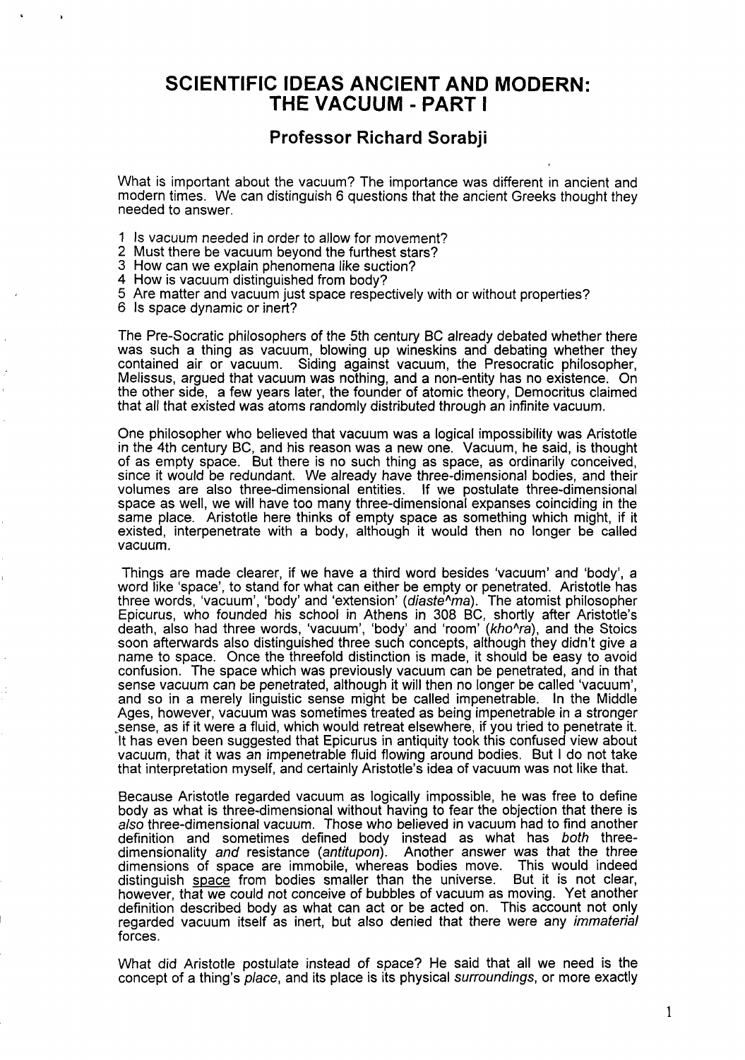# SCIENTIFIC IDEAS ANCIENT AND MODERN: THE VACUUM - PART I

## Professor Richard Sorabji

What is important about the vacuum? The importance was different in ancient and modern times. We can distinguish 6 questions that the ancient Greeks thought they needed to answer.

1 Is vacuum needed in order to allow for movement?
2 Must there be vacuum beyond the furthest stars?
3 How can we explain phenomena like suction?
4 How is vacuum distinguished from body?
5 Are matter and vacuum just space respectively with or without properties?
6 Is space dynamic or inert?

The Pre-Socratic philosophers of the 5th century BC already debated whether there was such a thing as vacuum, blowing up wineskins and debating whether they contained air or vacuum. Siding against vacuum, the Presocratic philosopher, Melissus, argued that vacuum was nothing, and a non-entity has no existence. On the other side, a few years later, the founder of atomic theory, Democritus claimed that all that existed was atoms randomly distributed through an infinite vacuum.

One philosopher who believed that vacuum was a logical impossibility was Aristotle in the 4th century BC, and his reason was a new one. Vacuum, he said, is thought of as empty space. But there is no such thing as space, as ordinarily conceived, since it would be redundant. We already have three-dimensional bodies, and their volumes are also three-dimensional entities. If we postulate three-dimensional space as well, we will have too many three-dimensional expanses coinciding in the same place. Aristotle here thinks of empty space as something which might, if it existed, interpenetrate with a body, although it would then no longer be called vacuum.

Things are made clearer, if we have a third word besides 'vacuum' and 'body', a word like 'space', to stand for what can either be empty or penetrated. Aristotle has three words, 'vacuum', 'body' and 'extension' (*diaste^ma*). The atomist philosopher Epicurus, who founded his school in Athens in 308 BC, shortly after Aristotle's death, also had three words, 'vacuum', 'body' and 'room' (*kho^ra*), and the Stoics soon afterwards also distinguished three such concepts, although they didn't give a name to space. Once the threefold distinction is made, it should be easy to avoid confusion. The space which was previously vacuum can be penetrated, and in that sense vacuum can be penetrated, although it will then no longer be called 'vacuum', and so in a merely linguistic sense might be called impenetrable. In the Middle Ages, however, vacuum was sometimes treated as being impenetrable in a stronger sense, as if it were a fluid, which would retreat elsewhere, if you tried to penetrate it. It has even been suggested that Epicurus in antiquity took this confused view about vacuum, that it was an impenetrable fluid flowing around bodies. But I do not take that interpretation myself, and certainly Aristotle's idea of vacuum was not like that.

Because Aristotle regarded vacuum as logically impossible, he was free to define body as what is three-dimensional without having to fear the objection that there is *also* three-dimensional vacuum. Those who believed in vacuum had to find another definition and sometimes defined body instead as what has *both* three-dimensionality *and* resistance (*antitupon*). Another answer was that the three dimensions of space are immobile, whereas bodies move. This would indeed distinguish space from bodies smaller than the universe. But it is not clear, however, that we could not conceive of bubbles of vacuum as moving. Yet another definition described body as what can act or be acted on. This account not only regarded vacuum itself as inert, but also denied that there were any *immaterial* forces.

What did Aristotle postulate instead of space? He said that all we need is the concept of a thing's *place*, and its place is its physical *surroundings*, or more exactly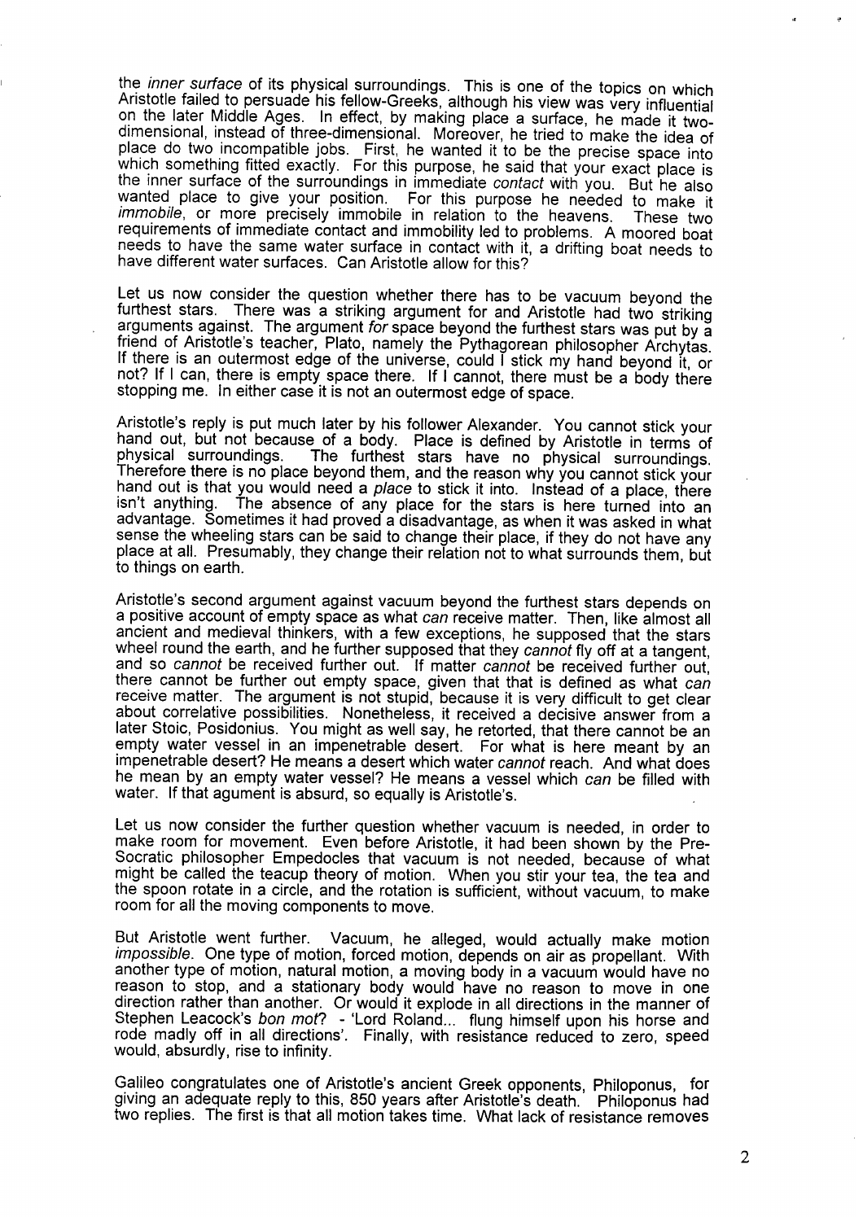the *inner surface* of its physical surroundings. This is one of the topics on which Aristotle failed to persuade his fellow-Greeks, although his view was very influential on the later Middle Ages. In effect, by making place a surface, he made it two-dimensional, instead of three-dimensional. Moreover, he tried to make the idea of place do two incompatible jobs. First, he wanted it to be the precise space into which something fitted exactly. For this purpose, he said that your exact place is the inner surface of the surroundings in immediate *contact* with you. But he also wanted place to give your position. For this purpose he needed to make it *immobile*, or more precisely immobile in relation to the heavens. These two requirements of immediate contact and immobility led to problems. A moored boat needs to have the same water surface in contact with it, a drifting boat needs to have different water surfaces. Can Aristotle allow for this?

Let us now consider the question whether there has to be vacuum beyond the furthest stars. There was a striking argument for and Aristotle had two striking arguments against. The argument *for* space beyond the furthest stars was put by a friend of Aristotle's teacher, Plato, namely the Pythagorean philosopher Archytas. If there is an outermost edge of the universe, could I stick my hand beyond it, or not? If I can, there is empty space there. If I cannot, there must be a body there stopping me. In either case it is not an outermost edge of space.

Aristotle's reply is put much later by his follower Alexander. You cannot stick your hand out, but not because of a body. Place is defined by Aristotle in terms of physical surroundings. The furthest stars have no physical surroundings. Therefore there is no place beyond them, and the reason why you cannot stick your hand out is that you would need a *place* to stick it into. Instead of a place, there isn't anything. The absence of any place for the stars is here turned into an advantage. Sometimes it had proved a disadvantage, as when it was asked in what sense the wheeling stars can be said to change their place, if they do not have any place at all. Presumably, they change their relation not to what surrounds them, but to things on earth.

Aristotle's second argument against vacuum beyond the furthest stars depends on a positive account of empty space as what *can* receive matter. Then, like almost all ancient and medieval thinkers, with a few exceptions, he supposed that the stars wheel round the earth, and he further supposed that they *cannot* fly off at a tangent, and so *cannot* be received further out. If matter *cannot* be received further out, there cannot be further out empty space, given that that is defined as what *can* receive matter. The argument is not stupid, because it is very difficult to get clear about correlative possibilities. Nonetheless, it received a decisive answer from a later Stoic, Posidonius. You might as well say, he retorted, that there cannot be an empty water vessel in an impenetrable desert. For what is here meant by an impenetrable desert? He means a desert which water *cannot* reach. And what does he mean by an empty water vessel? He means a vessel which *can* be filled with water. If that agument is absurd, so equally is Aristotle's.

Let us now consider the further question whether vacuum is needed, in order to make room for movement. Even before Aristotle, it had been shown by the Pre-Socratic philosopher Empedocles that vacuum is not needed, because of what might be called the teacup theory of motion. When you stir your tea, the tea and the spoon rotate in a circle, and the rotation is sufficient, without vacuum, to make room for all the moving components to move.

But Aristotle went further. Vacuum, he alleged, would actually make motion *impossible*. One type of motion, forced motion, depends on air as propellant. With another type of motion, natural motion, a moving body in a vacuum would have no reason to stop, and a stationary body would have no reason to move in one direction rather than another. Or would it explode in all directions in the manner of Stephen Leacock's *bon mot*? - 'Lord Roland... flung himself upon his horse and rode madly off in all directions'. Finally, with resistance reduced to zero, speed would, absurdly, rise to infinity.

Galileo congratulates one of Aristotle's ancient Greek opponents, Philoponus, for giving an adequate reply to this, 850 years after Aristotle's death. Philoponus had two replies. The first is that all motion takes time. What lack of resistance removes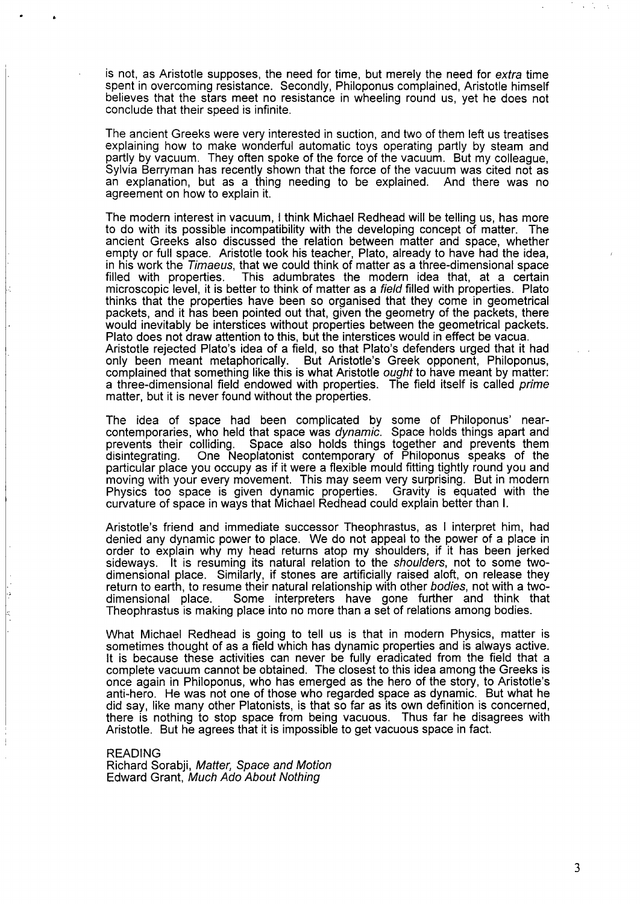is not, as Aristotle supposes, the need for time, but merely the need for *extra* time spent in overcoming resistance. Secondly, Philoponus complained, Aristotle himself believes that the stars meet no resistance in wheeling round us, yet he does not conclude that their speed is infinite.

The ancient Greeks were very interested in suction, and two of them left us treatises explaining how to make wonderful automatic toys operating partly by steam and partly by vacuum. They often spoke of the force of the vacuum. But my colleague, Sylvia Berryman has recently shown that the force of the vacuum was cited not as an explanation, but as a thing needing to be explained. And there was no agreement on how to explain it.

The modern interest in vacuum, I think Michael Redhead will be telling us, has more to do with its possible incompatibility with the developing concept of matter. The ancient Greeks also discussed the relation between matter and space, whether empty or full space. Aristotle took his teacher, Plato, already to have had the idea, in his work the *Timaeus*, that we could think of matter as a three-dimensional space filled with properties. This adumbrates the modern idea that, at a certain microscopic level, it is better to think of matter as a *field* filled with properties. Plato thinks that the properties have been so organised that they come in geometrical packets, and it has been pointed out that, given the geometry of the packets, there would inevitably be interstices without properties between the geometrical packets. Plato does not draw attention to this, but the interstices would in effect be vacua. Aristotle rejected Plato's idea of a field, so that Plato's defenders urged that it had only been meant metaphorically. But Aristotle's Greek opponent, Philoponus, complained that something like this is what Aristotle *ought* to have meant by matter: a three-dimensional field endowed with properties. The field itself is called *prime* matter, but it is never found without the properties.

The idea of space had been complicated by some of Philoponus' near-contemporaries, who held that space was *dynamic*. Space holds things apart and prevents their colliding. Space also holds things together and prevents them disintegrating. One Neoplatonist contemporary of Philoponus speaks of the particular place you occupy as if it were a flexible mould fitting tightly round you and moving with your every movement. This may seem very surprising. But in modern Physics too space is given dynamic properties. Gravity is equated with the curvature of space in ways that Michael Redhead could explain better than I.

Aristotle's friend and immediate successor Theophrastus, as I interpret him, had denied any dynamic power to place. We do not appeal to the power of a place in order to explain why my head returns atop my shoulders, if it has been jerked sideways. It is resuming its natural relation to the *shoulders*, not to some two-dimensional place. Similarly, if stones are artificially raised aloft, on release they return to earth, to resume their natural relationship with other *bodies*, not with a two-dimensional place. Some interpreters have gone further and think that Theophrastus is making place into no more than a set of relations among bodies.

What Michael Redhead is going to tell us is that in modern Physics, matter is sometimes thought of as a field which has dynamic properties and is always active. It is because these activities can never be fully eradicated from the field that a complete vacuum cannot be obtained. The closest to this idea among the Greeks is once again in Philoponus, who has emerged as the hero of the story, to Aristotle's anti-hero. He was not one of those who regarded space as dynamic. But what he did say, like many other Platonists, is that so far as its own definition is concerned, there is nothing to stop space from being vacuous. Thus far he disagrees with Aristotle. But he agrees that it is impossible to get vacuous space in fact.

READING

Richard Sorabji, *Matter, Space and Motion*

Edward Grant, *Much Ado About Nothing*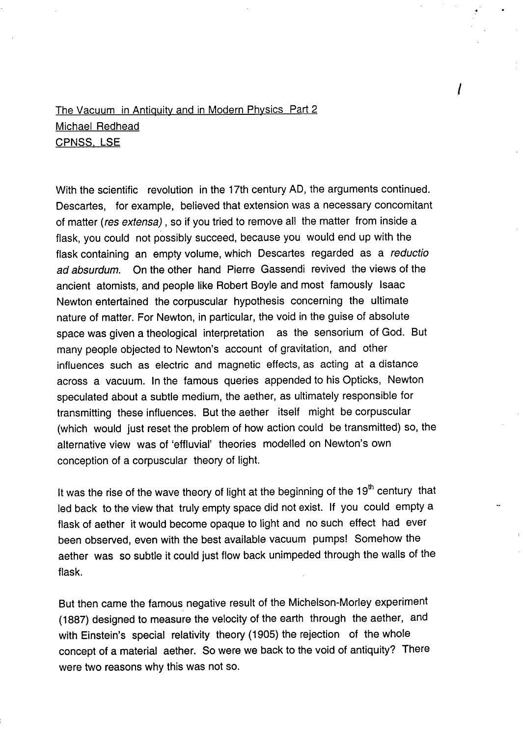The Vacuum in Antiquity and in Modern Physics Part 2
Michael Redhead
CPNSS, LSE

With the scientific revolution in the 17th century AD, the arguments continued. Descartes, for example, believed that extension was a necessary concomitant of matter (*res extensa*), so if you tried to remove all the matter from inside a flask, you could not possibly succeed, because you would end up with the flask containing an empty volume, which Descartes regarded as a *reductio ad absurdum*. On the other hand Pierre Gassendi revived the views of the ancient atomists, and people like Robert Boyle and most famously Isaac Newton entertained the corpuscular hypothesis concerning the ultimate nature of matter. For Newton, in particular, the void in the guise of absolute space was given a theological interpretation as the sensorium of God. But many people objected to Newton's account of gravitation, and other influences such as electric and magnetic effects, as acting at a distance across a vacuum. In the famous queries appended to his Opticks, Newton speculated about a subtle medium, the aether, as ultimately responsible for transmitting these influences. But the aether itself might be corpuscular (which would just reset the problem of how action could be transmitted) so, the alternative view was of 'effluvial' theories modelled on Newton's own conception of a corpuscular theory of light.

It was the rise of the wave theory of light at the beginning of the 19th century that led back to the view that truly empty space did not exist. If you could empty a flask of aether it would become opaque to light and no such effect had ever been observed, even with the best available vacuum pumps! Somehow the aether was so subtle it could just flow back unimpeded through the walls of the flask.

But then came the famous negative result of the Michelson-Morley experiment (1887) designed to measure the velocity of the earth through the aether, and with Einstein's special relativity theory (1905) the rejection of the whole concept of a material aether. So were we back to the void of antiquity? There were two reasons why this was not so.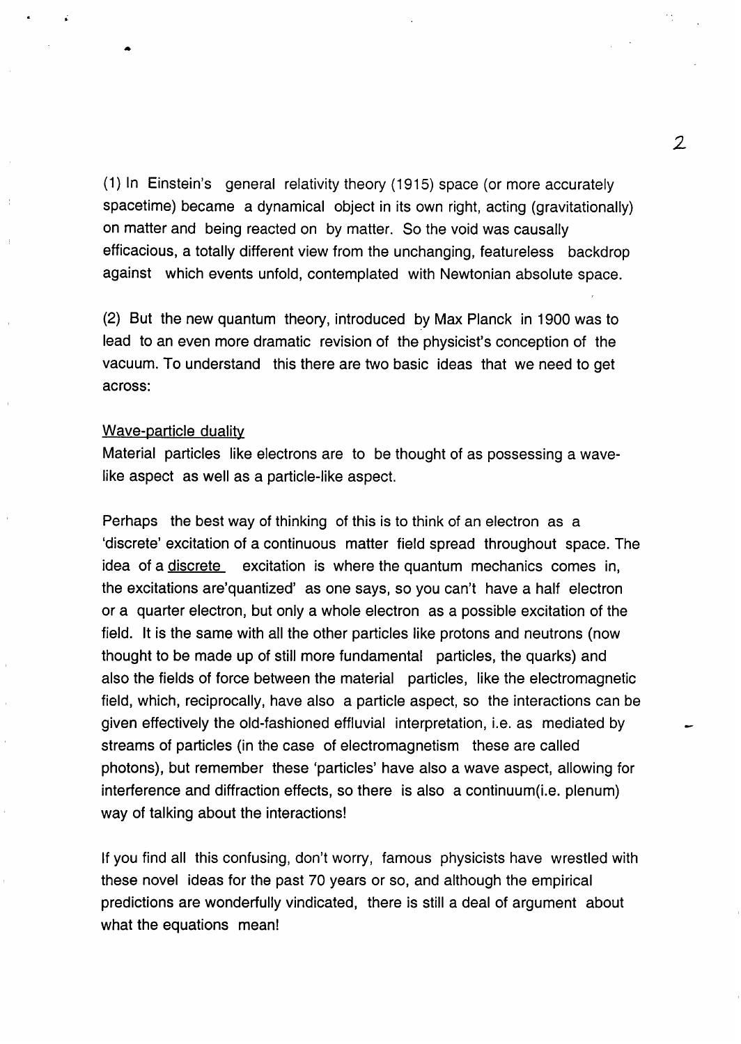(1) In Einstein's general relativity theory (1915) space (or more accurately spacetime) became a dynamical object in its own right, acting (gravitationally) on matter and being reacted on by matter. So the void was causally efficacious, a totally different view from the unchanging, featureless backdrop against which events unfold, contemplated with Newtonian absolute space.

(2) But the new quantum theory, introduced by Max Planck in 1900 was to lead to an even more dramatic revision of the physicist's conception of the vacuum. To understand this there are two basic ideas that we need to get across:

<u>Wave-particle duality</u>

Material particles like electrons are to be thought of as possessing a wave-like aspect as well as a particle-like aspect.

Perhaps the best way of thinking of this is to think of an electron as a 'discrete' excitation of a continuous matter field spread throughout space. The idea of a <u>discrete</u> excitation is where the quantum mechanics comes in, the excitations are'quantized' as one says, so you can't have a half electron or a quarter electron, but only a whole electron as a possible excitation of the field. It is the same with all the other particles like protons and neutrons (now thought to be made up of still more fundamental particles, the quarks) and also the fields of force between the material particles, like the electromagnetic field, which, reciprocally, have also a particle aspect, so the interactions can be given effectively the old-fashioned effluvial interpretation, i.e. as mediated by streams of particles (in the case of electromagnetism these are called photons), but remember these 'particles' have also a wave aspect, allowing for interference and diffraction effects, so there is also a continuum(i.e. plenum) way of talking about the interactions!

If you find all this confusing, don't worry, famous physicists have wrestled with these novel ideas for the past 70 years or so, and although the empirical predictions are wonderfully vindicated, there is still a deal of argument about what the equations mean!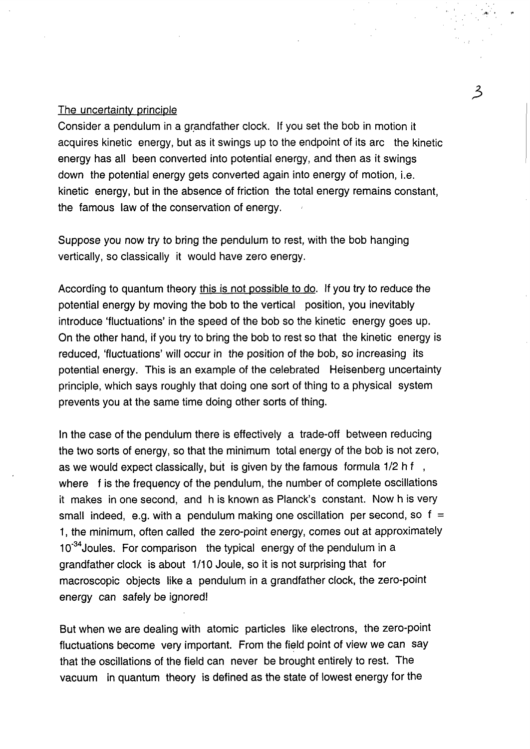The uncertainty principle

Consider a pendulum in a grandfather clock. If you set the bob in motion it acquires kinetic energy, but as it swings up to the endpoint of its arc the kinetic energy has all been converted into potential energy, and then as it swings down the potential energy gets converted again into energy of motion, i.e. kinetic energy, but in the absence of friction the total energy remains constant, the famous law of the conservation of energy.

Suppose you now try to bring the pendulum to rest, with the bob hanging vertically, so classically it would have zero energy.

According to quantum theory this is not possible to do. If you try to reduce the potential energy by moving the bob to the vertical position, you inevitably introduce 'fluctuations' in the speed of the bob so the kinetic energy goes up. On the other hand, if you try to bring the bob to rest so that the kinetic energy is reduced, 'fluctuations' will occur in the position of the bob, so increasing its potential energy. This is an example of the celebrated Heisenberg uncertainty principle, which says roughly that doing one sort of thing to a physical system prevents you at the same time doing other sorts of thing.

In the case of the pendulum there is effectively a trade-off between reducing the two sorts of energy, so that the minimum total energy of the bob is not zero, as we would expect classically, but is given by the famous formula $1/2\, h f$, where $f$ is the frequency of the pendulum, the number of complete oscillations it makes in one second, and $h$ is known as Planck's constant. Now $h$ is very small indeed, e.g. with a pendulum making one oscillation per second, so $f = 1$, the minimum, often called the zero-point energy, comes out at approximately $10^{-34}$ Joules. For comparison the typical energy of the pendulum in a grandfather clock is about 1/10 Joule, so it is not surprising that for macroscopic objects like a pendulum in a grandfather clock, the zero-point energy can safely be ignored!

But when we are dealing with atomic particles like electrons, the zero-point fluctuations become very important. From the field point of view we can say that the oscillations of the field can never be brought entirely to rest. The vacuum in quantum theory is defined as the state of lowest energy for the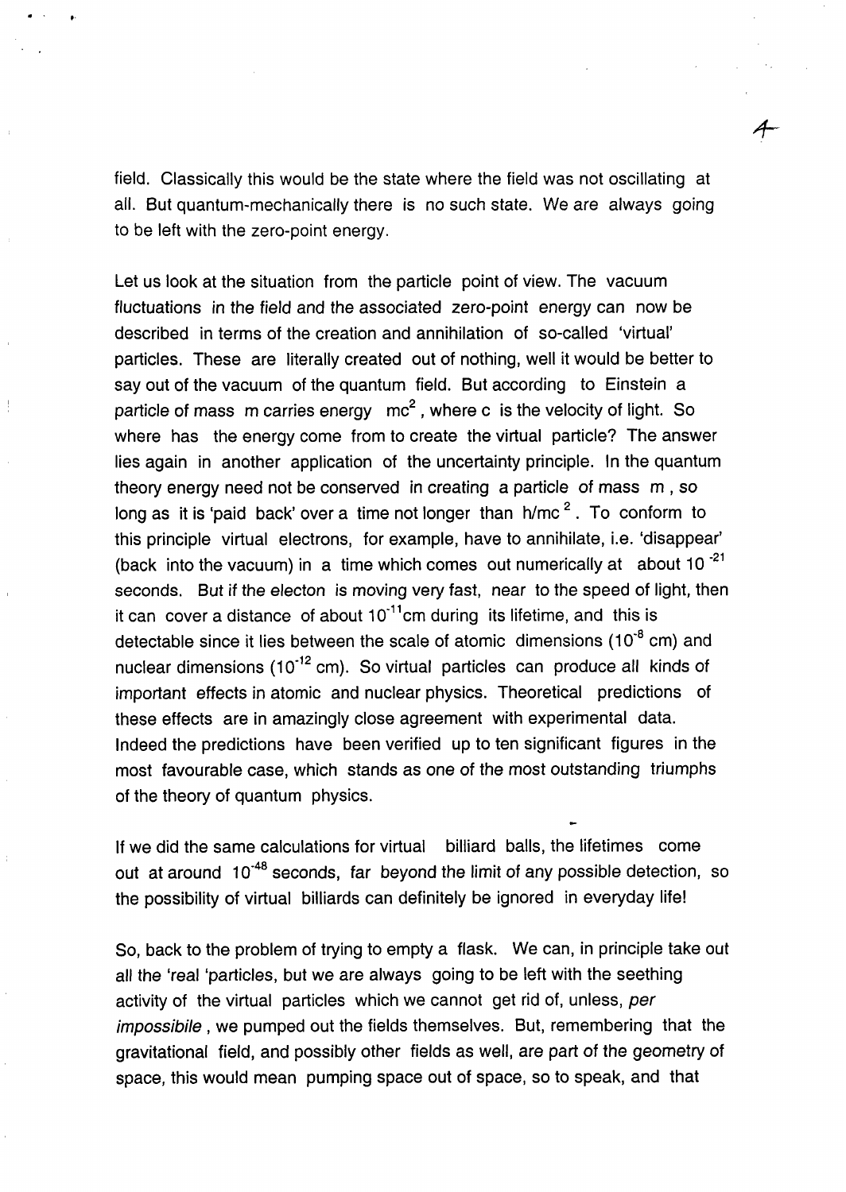field. Classically this would be the state where the field was not oscillating at all. But quantum-mechanically there is no such state. We are always going to be left with the zero-point energy.

Let us look at the situation from the particle point of view. The vacuum fluctuations in the field and the associated zero-point energy can now be described in terms of the creation and annihilation of so-called 'virtual' particles. These are literally created out of nothing, well it would be better to say out of the vacuum of the quantum field. But according to Einstein a particle of mass $m$ carries energy $mc^2$, where $c$ is the velocity of light. So where has the energy come from to create the virtual particle? The answer lies again in another application of the uncertainty principle. In the quantum theory energy need not be conserved in creating a particle of mass $m$, so long as it is 'paid back' over a time not longer than $h/mc^2$. To conform to this principle virtual electrons, for example, have to annihilate, i.e. 'disappear' (back into the vacuum) in a time which comes out numerically at about $10^{-21}$ seconds. But if the electon is moving very fast, near to the speed of light, then it can cover a distance of about $10^{-11}$cm during its lifetime, and this is detectable since it lies between the scale of atomic dimensions ($10^{-8}$ cm) and nuclear dimensions ($10^{-12}$ cm). So virtual particles can produce all kinds of important effects in atomic and nuclear physics. Theoretical predictions of these effects are in amazingly close agreement with experimental data. Indeed the predictions have been verified up to ten significant figures in the most favourable case, which stands as one of the most outstanding triumphs of the theory of quantum physics.

If we did the same calculations for virtual billiard balls, the lifetimes come out at around $10^{-48}$ seconds, far beyond the limit of any possible detection, so the possibility of virtual billiards can definitely be ignored in everyday life!

So, back to the problem of trying to empty a flask. We can, in principle take out all the 'real 'particles, but we are always going to be left with the seething activity of the virtual particles which we cannot get rid of, unless, *per impossibile*, we pumped out the fields themselves. But, remembering that the gravitational field, and possibly other fields as well, are part of the geometry of space, this would mean pumping space out of space, so to speak, and that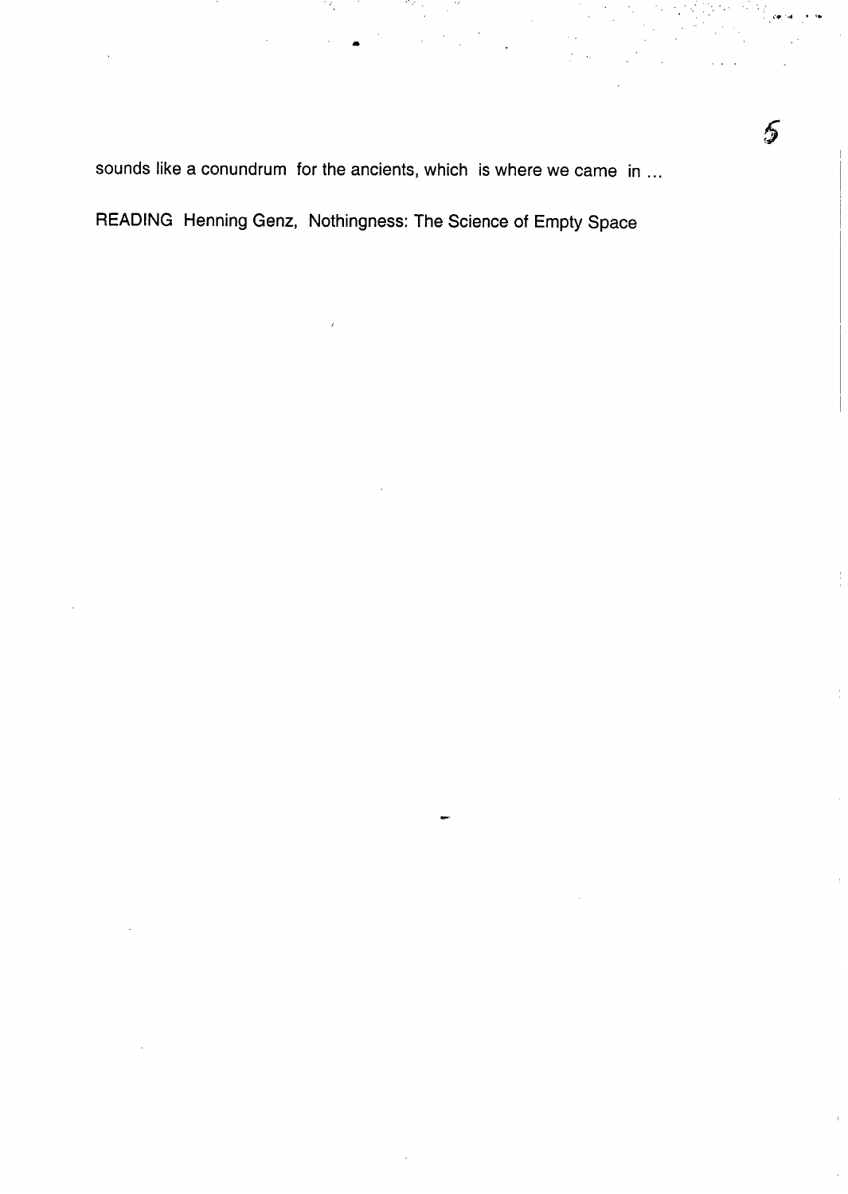sounds like a conundrum for the ancients, which is where we came in ...

READING Henning Genz, Nothingness: The Science of Empty Space